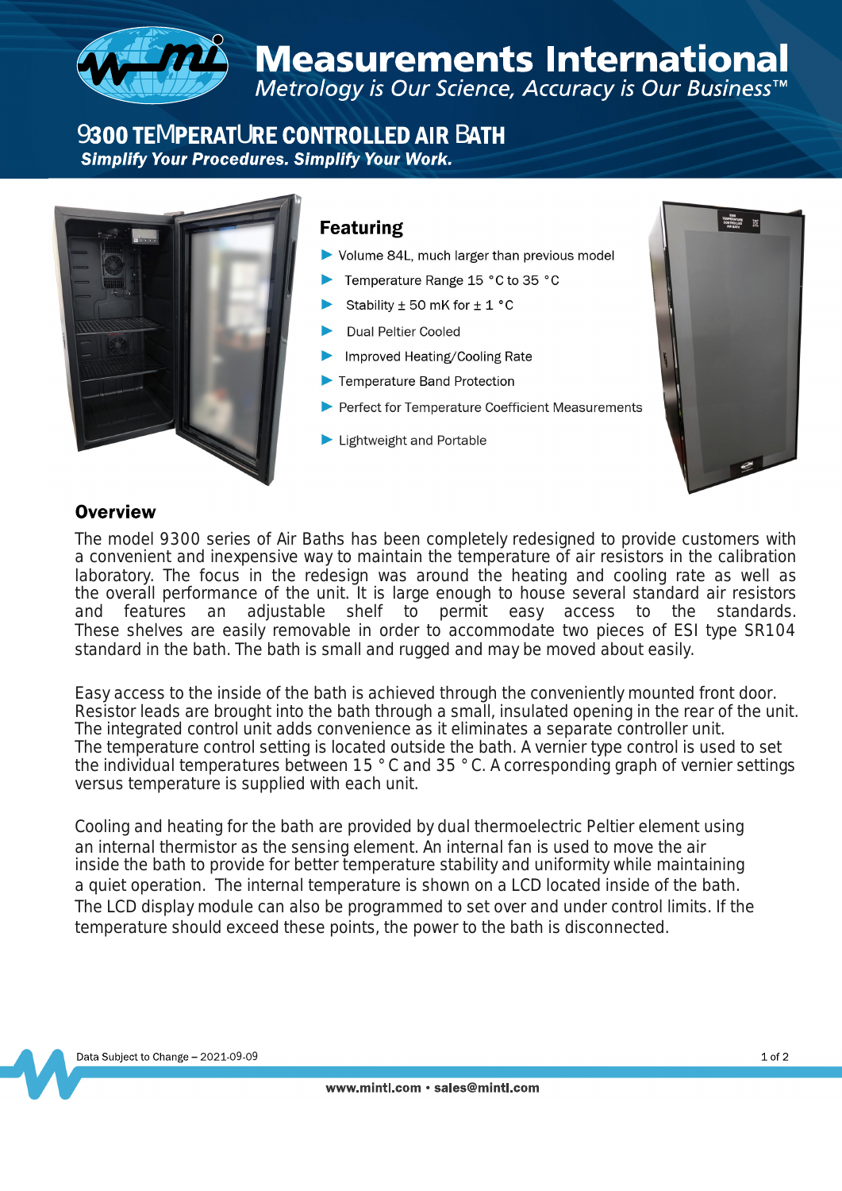# Measurements International

*Metrology is Our Science, Accuracy is Our Business™*

## 9300 TEMPERATURE CONTROLLED AIR BATH

***Simplify Your Procedures. Simplify Your Work.***

### Featuring

- Volume 84L, much larger than previous model
- Temperature Range 15 °C to 35 °C
- Stability ± 50 mK for ± 1 °C
- Dual Peltier Cooled
- Improved Heating/Cooling Rate
- Temperature Band Protection
- Perfect for Temperature Coefficient Measurements
- Lightweight and Portable

### Overview

The model 9300 series of Air Baths has been completely redesigned to provide customers with a convenient and inexpensive way to maintain the temperature of air resistors in the calibration laboratory. The focus in the redesign was around the heating and cooling rate as well as the overall performance of the unit. It is large enough to house several standard air resistors and features an adjustable shelf to permit easy access to the standards. These shelves are easily removable in order to accommodate two pieces of ESI type SR104 standard in the bath. The bath is small and rugged and may be moved about easily.

Easy access to the inside of the bath is achieved through the conveniently mounted front door. Resistor leads are brought into the bath through a small, insulated opening in the rear of the unit. The integrated control unit adds convenience as it eliminates a separate controller unit. The temperature control setting is located outside the bath. A vernier type control is used to set the individual temperatures between 15 ° C and 35 ° C. A corresponding graph of vernier settings versus temperature is supplied with each unit.

Cooling and heating for the bath are provided by dual thermoelectric Peltier element using an internal thermistor as the sensing element. An internal fan is used to move the air inside the bath to provide for better temperature stability and uniformity while maintaining a quiet operation. The internal temperature is shown on a LCD located inside of the bath. The LCD display module can also be programmed to set over and under control limits. If the temperature should exceed these points, the power to the bath is disconnected.

Data Subject to Change – 2021-09-09

www.mintl.com • sales@mintl.com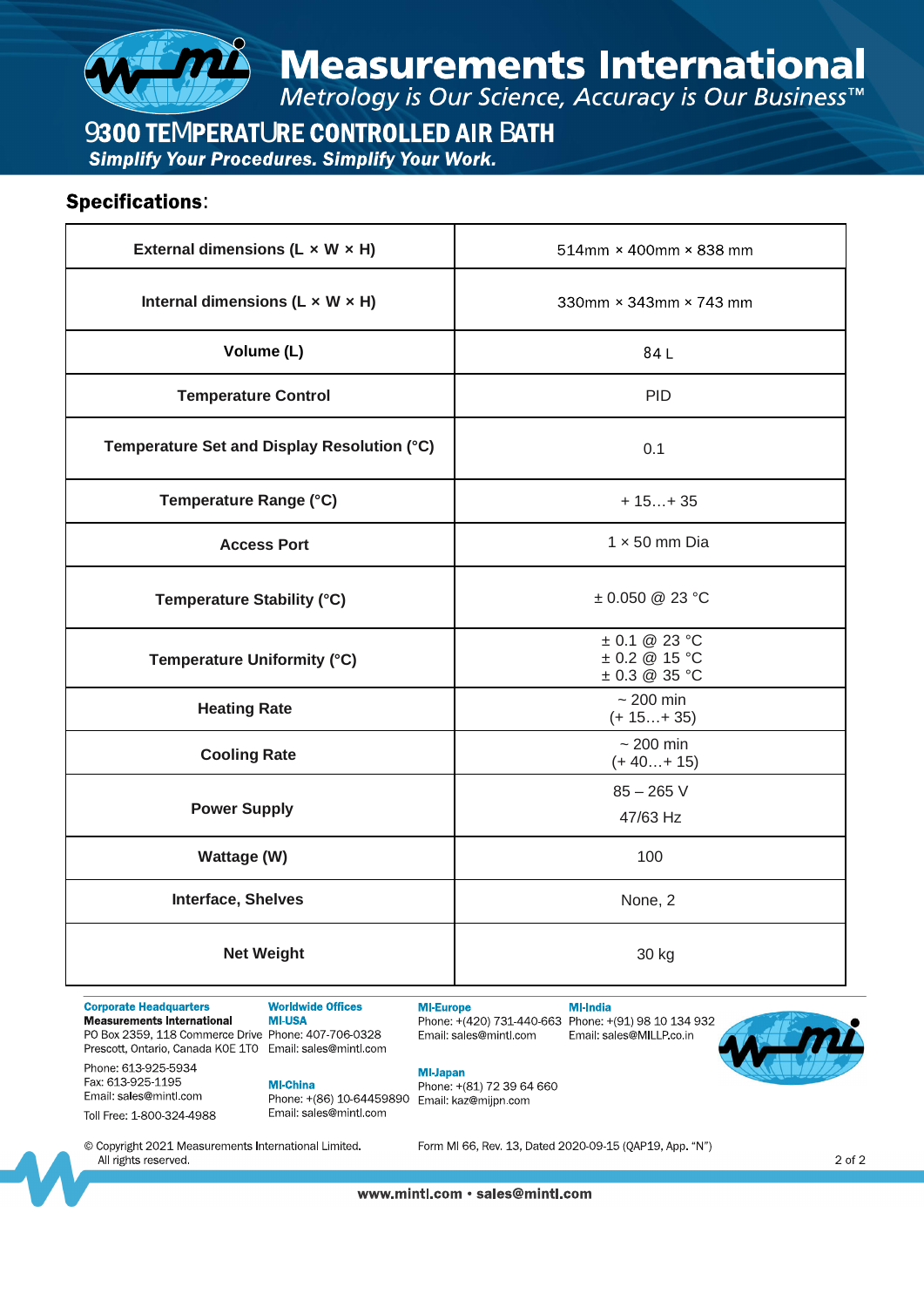# Measurements International

*Metrology is Our Science, Accuracy is Our Business™*

## 9300 TEMPERATURE CONTROLLED AIR BATH

***Simplify Your Procedures. Simplify Your Work.***

### Specifications:

| | |
|---|---|
| **External dimensions (L × W × H)** | 514mm × 400mm × 838 mm |
| **Internal dimensions (L × W × H)** | 330mm × 343mm × 743 mm |
| **Volume (L)** | 84 L |
| **Temperature Control** | PID |
| **Temperature Set and Display Resolution (°C)** | 0.1 |
| **Temperature Range (°C)** | + 15…+ 35 |
| **Access Port** | 1 × 50 mm Dia |
| **Temperature Stability (°C)** | ± 0.050 @ 23 °C |
| **Temperature Uniformity (°C)** | ± 0.1 @ 23 °C<br>± 0.2 @ 15 °C<br>± 0.3 @ 35 °C |
| **Heating Rate** | ~ 200 min<br>(+ 15…+ 35) |
| **Cooling Rate** | ~ 200 min<br>(+ 40…+ 15) |
| **Power Supply** | 85 – 265 V<br>47/63 Hz |
| **Wattage (W)** | 100 |
| **Interface, Shelves** | None, 2 |
| **Net Weight** | 30 kg |

**Corporate Headquarters**
**Measurements International**
PO Box 2359, 118 Commerce Drive
Prescott, Ontario, Canada K0E 1T0
Phone: 613-925-5934
Fax: 613-925-1195
Email: sales@mintl.com
Toll Free: 1-800-324-4988

**Worldwide Offices**

**MI-USA**
Phone: 407-706-0328
Email: sales@mintl.com

**MI-China**
Phone: +(86) 10-64459890
Email: sales@mintl.com

**MI-Europe**
Phone: +(420) 731-440-663
Email: sales@mintl.com

**MI-Japan**
Phone: +(81) 72 39 64 660
Email: kaz@mijpn.com

**MI-India**
Phone: +(91) 98 10 134 932
Email: sales@MILLP.co.in

© Copyright 2021 Measurements International Limited.
All rights reserved.

Form MI 66, Rev. 13, Dated 2020-09-15 (QAP19, App. "N")

www.mintl.com • sales@mintl.com